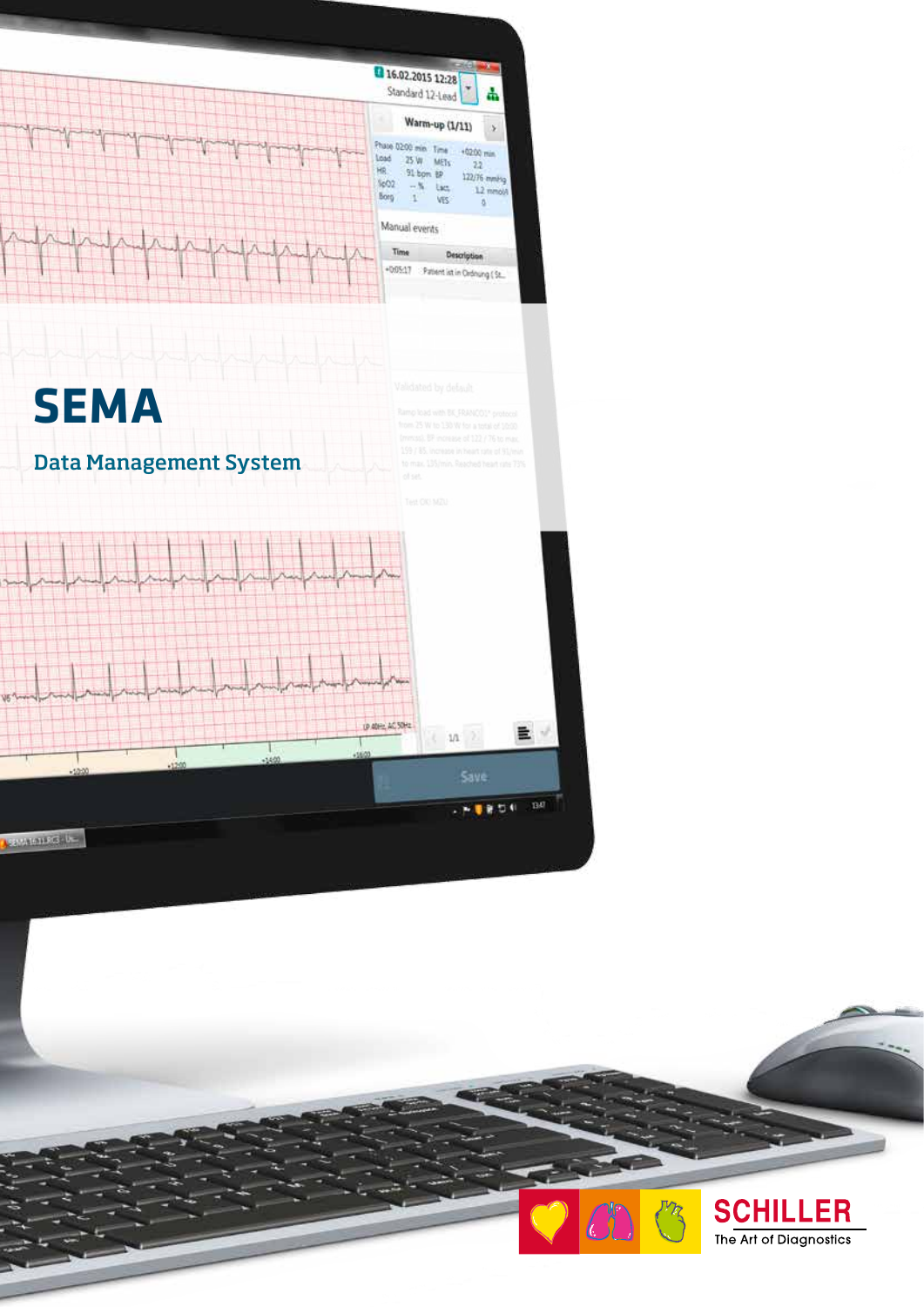# SEMA

## Data Management System

SCHILLER

The Art of Diagnostics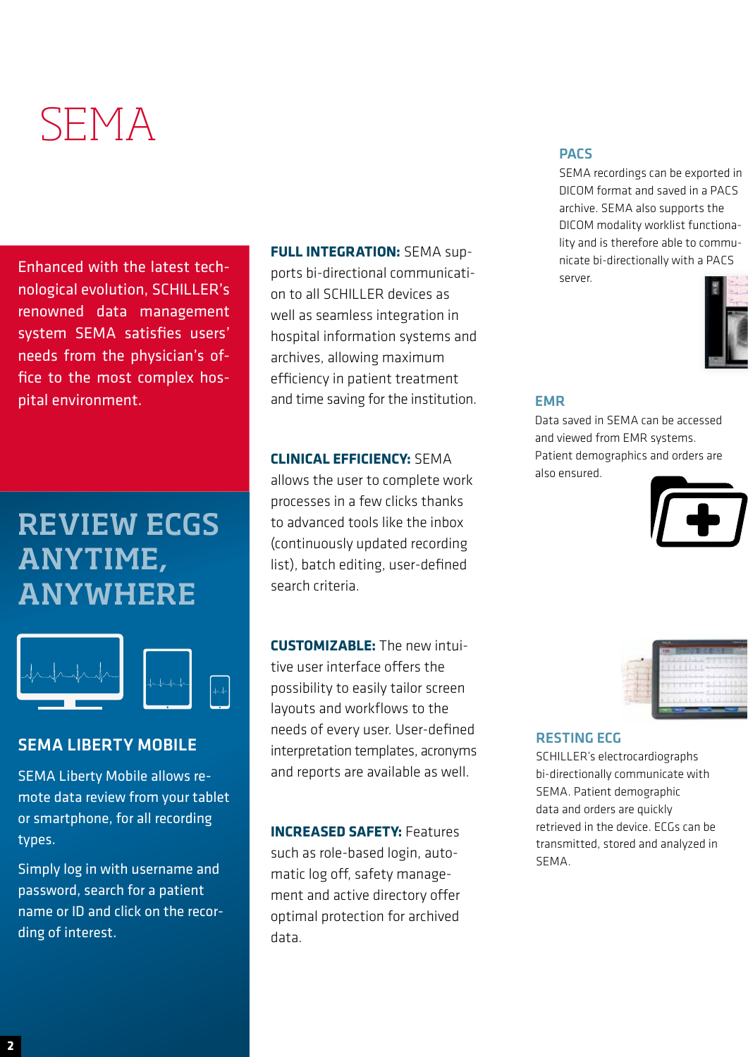# SEMA

Enhanced with the latest technological evolution, SCHILLER's renowned data management system SEMA satisfies users' needs from the physician's office to the most complex hospital environment.

## REVIEW ECGS ANYTIME, ANYWHERE

### SEMA LIBERTY MOBILE

SEMA Liberty Mobile allows remote data review from your tablet or smartphone, for all recording types.

Simply log in with username and password, search for a patient name or ID and click on the recording of interest.

**FULL INTEGRATION:** SEMA supports bi-directional communication to all SCHILLER devices as well as seamless integration in hospital information systems and archives, allowing maximum efficiency in patient treatment and time saving for the institution.

**CLINICAL EFFICIENCY:** SEMA allows the user to complete work processes in a few clicks thanks to advanced tools like the inbox (continuously updated recording list), batch editing, user-defined search criteria.

**CUSTOMIZABLE:** The new intuitive user interface offers the possibility to easily tailor screen layouts and workflows to the needs of every user. User-defined interpretation templates, acronyms and reports are available as well.

**INCREASED SAFETY:** Features such as role-based login, automatic log off, safety management and active directory offer optimal protection for archived data.

### PACS

SEMA recordings can be exported in DICOM format and saved in a PACS archive. SEMA also supports the DICOM modality worklist functionality and is therefore able to communicate bi-directionally with a PACS server.

### EMR

Data saved in SEMA can be accessed and viewed from EMR systems. Patient demographics and orders are also ensured.

### RESTING ECG

SCHILLER's electrocardiographs bi-directionally communicate with SEMA. Patient demographic data and orders are quickly retrieved in the device. ECGs can be transmitted, stored and analyzed in SEMA.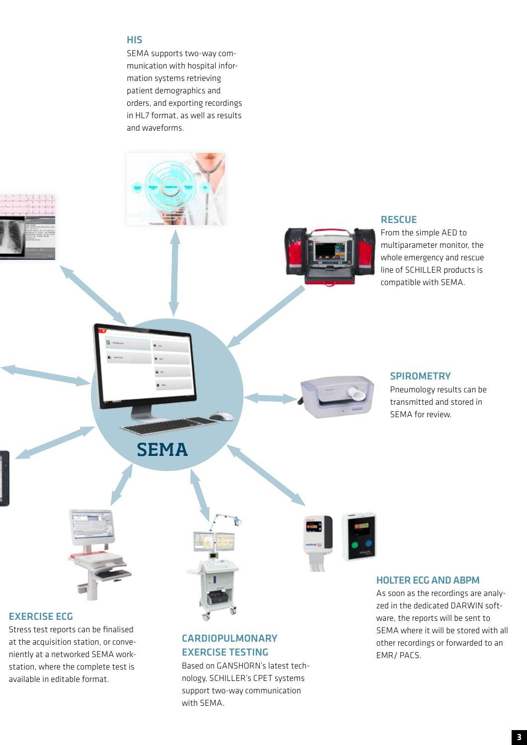## HIS

SEMA supports two-way communication with hospital information systems retrieving patient demographics and orders, and exporting recordings in HL7 format, as well as results and waveforms.

## RESCUE

From the simple AED to multiparameter monitor, the whole emergency and rescue line of SCHILLER products is compatible with SEMA.

## SPIROMETRY

Pneumology results can be transmitted and stored in SEMA for review.

SEMA

## HOLTER ECG AND ABPM

As soon as the recordings are analyzed in the dedicated DARWIN software, the reports will be sent to SEMA where it will be stored with all other recordings or forwarded to an EMR/ PACS.

## EXERCISE ECG

Stress test reports can be finalised at the acquisition station, or conveniently at a networked SEMA workstation, where the complete test is available in editable format.

## CARDIOPULMONARY EXERCISE TESTING

Based on GANSHORN's latest technology, SCHILLER's CPET systems support two-way communication with SEMA.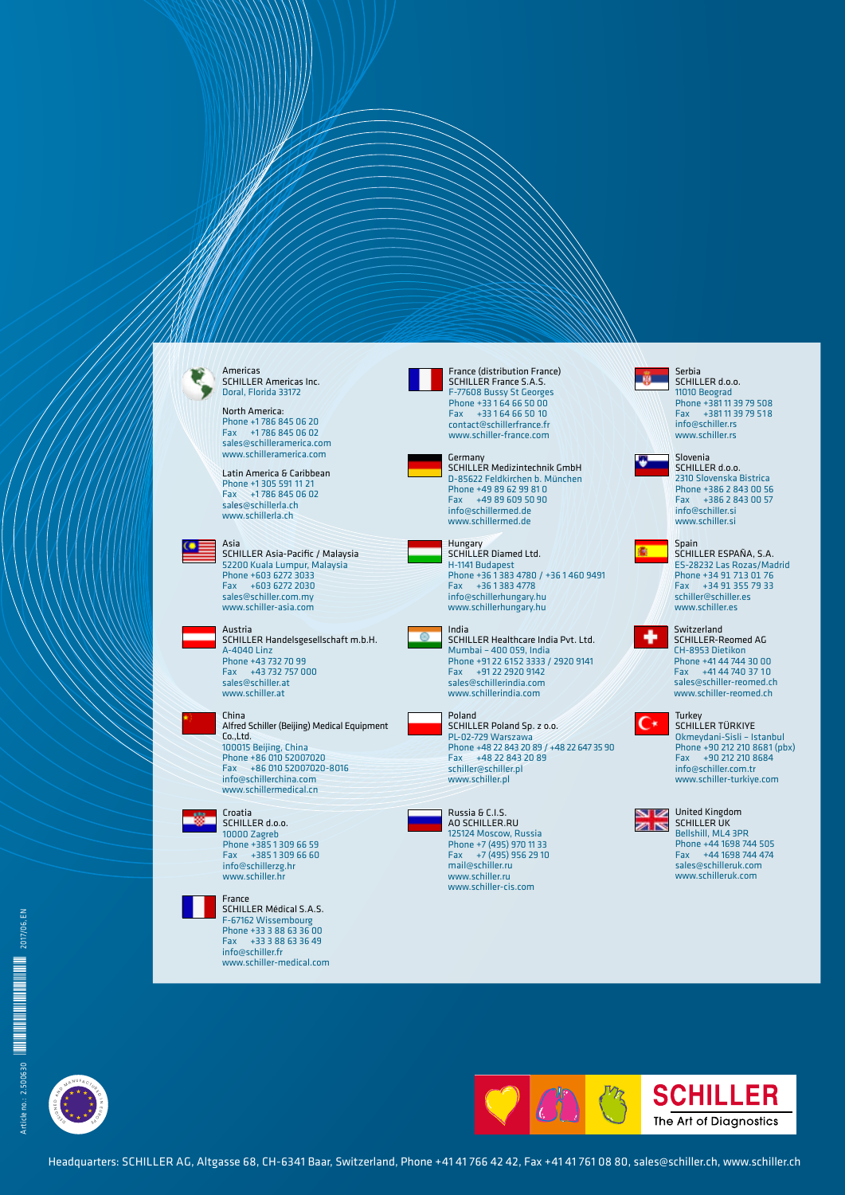Americas
SCHILLER Americas Inc.
Doral, Florida 33172

North America:
Phone +1 786 845 06 20
Fax +1 786 845 06 02
sales@schilleramerica.com
www.schilleramerica.com

Latin America & Caribbean
Phone +1 305 591 11 21
Fax +1 786 845 06 02
sales@schillerla.ch
www.schillerla.ch

Asia
SCHILLER Asia-Pacific / Malaysia
52200 Kuala Lumpur, Malaysia
Phone +603 6272 3033
Fax +603 6272 2030
sales@schiller.com.my
www.schiller-asia.com

Austria
SCHILLER Handelsgesellschaft m.b.H.
A-4040 Linz
Phone +43 732 70 99
Fax +43 732 757 000
sales@schiller.at
www.schiller.at

China
Alfred Schiller (Beijing) Medical Equipment Co.,Ltd.
100015 Beijing, China
Phone +86 010 52007020
Fax +86 010 52007020-8016
info@schillerchina.com
www.schillermedical.cn

Croatia
SCHILLER d.o.o.
10000 Zagreb
Phone +385 1 309 66 59
Fax +385 1 309 66 60
info@schillerzg.hr
www.schiller.hr

France
SCHILLER Médical S.A.S.
F-67162 Wissembourg
Phone +33 3 88 63 36 00
Fax +33 3 88 63 36 49
info@schiller.fr
www.schiller-medical.com

France (distribution France)
SCHILLER France S.A.S.
F-77608 Bussy St Georges
Phone +33 1 64 66 50 00
Fax +33 1 64 66 50 10
contact@schillerfrance.fr
www.schiller-france.com

Germany
SCHILLER Medizintechnik GmbH
D-85622 Feldkirchen b. München
Phone +49 89 62 99 81 0
Fax +49 89 609 50 90
info@schillermed.de
www.schillermed.de

Hungary
SCHILLER Diamed Ltd.
H-1141 Budapest
Phone +36 1 383 4780 / +36 1 460 9491
Fax +36 1 383 4778
info@schillerhungary.hu
www.schillerhungary.hu

India
SCHILLER Healthcare India Pvt. Ltd.
Mumbai – 400 059, India
Phone +91 22 6152 3333 / 2920 9141
Fax +91 22 2920 9142
sales@schillerindia.com
www.schillerindia.com

Poland
SCHILLER Poland Sp. z o.o.
PL-02-729 Warszawa
Phone +48 22 843 20 89 / +48 22 647 35 90
Fax +48 22 843 20 89
schiller@schiller.pl
www.schiller.pl

Russia & C.I.S.
AO SCHILLER.RU
125124 Moscow, Russia
Phone +7 (495) 970 11 33
Fax +7 (495) 956 29 10
mail@schiller.ru
www.schiller.ru
www.schiller-cis.com

Serbia
SCHILLER d.o.o.
11010 Beograd
Phone +381 11 39 79 508
Fax +381 11 39 79 518
info@schiller.rs
www.schiller.rs

Slovenia
SCHILLER d.o.o.
2310 Slovenska Bistrica
Phone +386 2 843 00 56
Fax +386 2 843 00 57
info@schiller.si
www.schiller.si

Spain
SCHILLER ESPAÑA, S.A.
ES-28232 Las Rozas/Madrid
Phone +34 91 713 01 76
Fax +34 91 355 79 33
schiller@schiller.es
www.schiller.es

Switzerland
SCHILLER-Reomed AG
CH-8953 Dietikon
Phone +41 44 744 30 00
Fax +41 44 740 37 10
sales@schiller-reomed.ch
www.schiller-reomed.ch

Turkey
SCHILLER TÜRKIYE
Okmeydani-Sisli – Istanbul
Phone +90 212 210 8681 (pbx)
Fax +90 212 210 8684
info@schiller.com.tr
www.schiller-turkiye.com

United Kingdom
SCHILLER UK
Bellshill, ML4 3PR
Phone +44 1698 744 505
Fax +44 1698 744 474
sales@schilleruk.com
www.schilleruk.com

Article no.: 2.500630 2017/06, EN

SCHILLER
The Art of Diagnostics

Headquarters: SCHILLER AG, Altgasse 68, CH-6341 Baar, Switzerland, Phone +41 41 766 42 42, Fax +41 41 761 08 80, sales@schiller.ch, www.schiller.ch